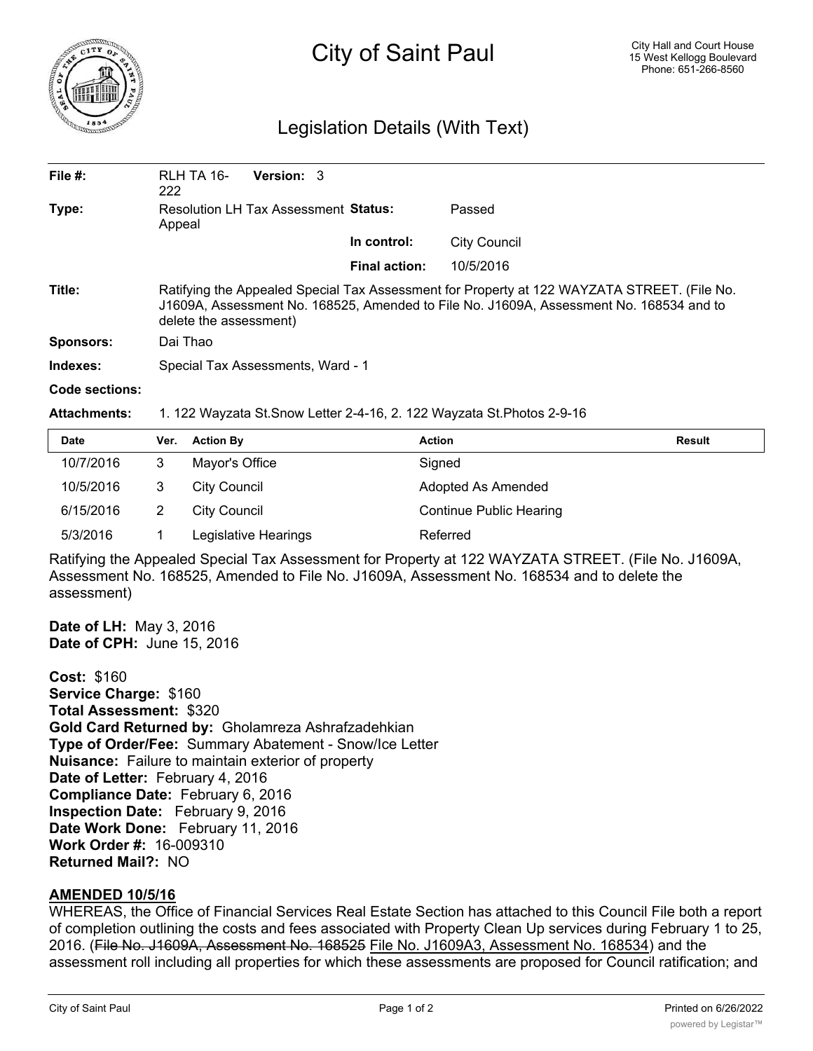# City of Saint Paul

City Hall and Court House
15 West Kellogg Boulevard
Phone: 651-266-8560

## Legislation Details (With Text)

| | | | |
|---|---|---|---|
| **File #:** | RLH TA 16-222 **Version:** 3 | | |
| **Type:** | Resolution LH Tax Assessment Appeal | **Status:** | Passed |
| | | **In control:** | City Council |
| | | **Final action:** | 10/5/2016 |
| **Title:** | Ratifying the Appealed Special Tax Assessment for Property at 122 WAYZATA STREET. (File No. J1609A, Assessment No. 168525, Amended to File No. J1609A, Assessment No. 168534 and to delete the assessment) | | |
| **Sponsors:** | Dai Thao | | |
| **Indexes:** | Special Tax Assessments, Ward - 1 | | |
| **Code sections:** | | | |
| **Attachments:** | 1. 122 Wayzata St.Snow Letter 2-4-16, 2. 122 Wayzata St.Photos 2-9-16 | | |

| Date | Ver. | Action By | Action | Result |
|---|---|---|---|---|
| 10/7/2016 | 3 | Mayor's Office | Signed | |
| 10/5/2016 | 3 | City Council | Adopted As Amended | |
| 6/15/2016 | 2 | City Council | Continue Public Hearing | |
| 5/3/2016 | 1 | Legislative Hearings | Referred | |

Ratifying the Appealed Special Tax Assessment for Property at 122 WAYZATA STREET. (File No. J1609A, Assessment No. 168525, Amended to File No. J1609A, Assessment No. 168534 and to delete the assessment)

**Date of LH:** May 3, 2016
**Date of CPH:** June 15, 2016

**Cost:** $160
**Service Charge:** $160
**Total Assessment:** $320
**Gold Card Returned by:** Gholamreza Ashrafzadehkian
**Type of Order/Fee:** Summary Abatement - Snow/Ice Letter
**Nuisance:** Failure to maintain exterior of property
**Date of Letter:** February 4, 2016
**Compliance Date:** February 6, 2016
**Inspection Date:** February 9, 2016
**Date Work Done:** February 11, 2016
**Work Order #:** 16-009310
**Returned Mail?:** NO

**AMENDED 10/5/16**

WHEREAS, the Office of Financial Services Real Estate Section has attached to this Council File both a report of completion outlining the costs and fees associated with Property Clean Up services during February 1 to 25, 2016. (~~File No. J1609A, Assessment No. 168525~~ File No. J1609A3, Assessment No. 168534) and the assessment roll including all properties for which these assessments are proposed for Council ratification; and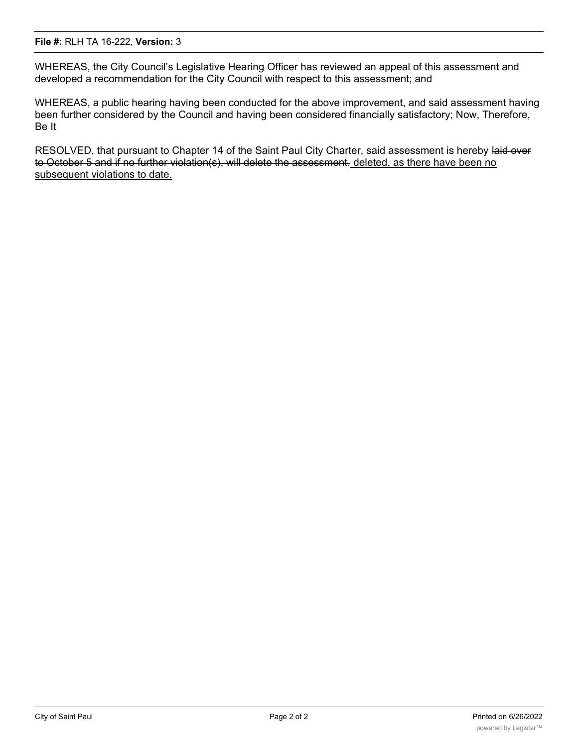WHEREAS, the City Council's Legislative Hearing Officer has reviewed an appeal of this assessment and developed a recommendation for the City Council with respect to this assessment; and

WHEREAS, a public hearing having been conducted for the above improvement, and said assessment having been further considered by the Council and having been considered financially satisfactory; Now, Therefore, Be It

RESOLVED, that pursuant to Chapter 14 of the Saint Paul City Charter, said assessment is hereby ~~laid over to October 5 and if no further violation(s), will delete the assessment.~~ <u>deleted, as there have been no subsequent violations to date.</u>